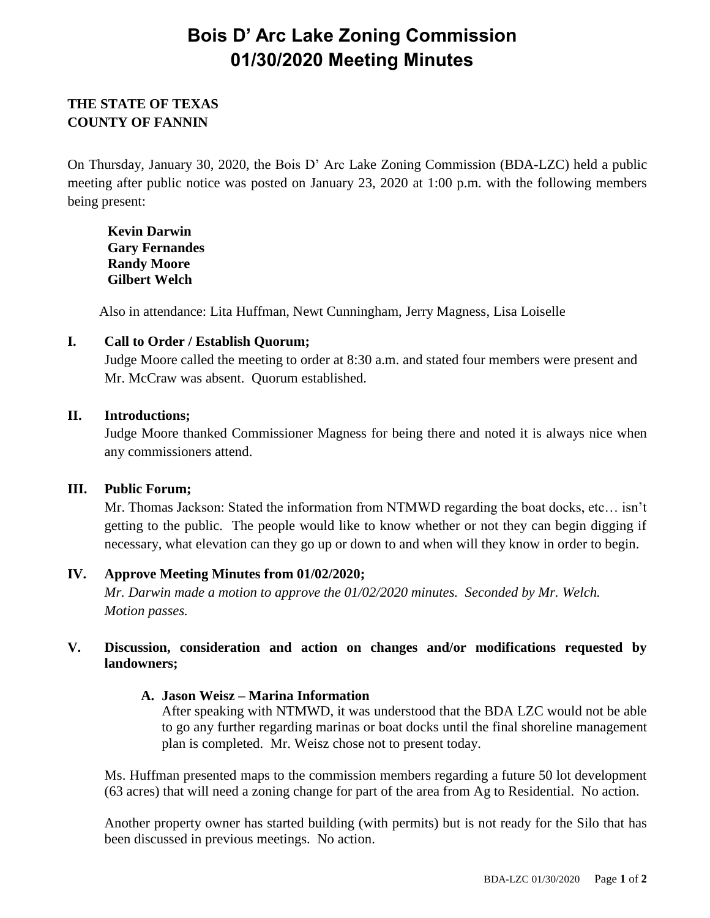# Bois D' Arc Lake Zoning Commission
# 01/30/2020 Meeting Minutes

**THE STATE OF TEXAS**
**COUNTY OF FANNIN**

On Thursday, January 30, 2020, the Bois D' Arc Lake Zoning Commission (BDA-LZC) held a public meeting after public notice was posted on January 23, 2020 at 1:00 p.m. with the following members being present:

**Kevin Darwin**
**Gary Fernandes**
**Randy Moore**
**Gilbert Welch**

Also in attendance: Lita Huffman, Newt Cunningham, Jerry Magness, Lisa Loiselle

## I. Call to Order / Establish Quorum;

Judge Moore called the meeting to order at 8:30 a.m. and stated four members were present and Mr. McCraw was absent. Quorum established.

## II. Introductions;

Judge Moore thanked Commissioner Magness for being there and noted it is always nice when any commissioners attend.

## III. Public Forum;

Mr. Thomas Jackson: Stated the information from NTMWD regarding the boat docks, etc… isn't getting to the public. The people would like to know whether or not they can begin digging if necessary, what elevation can they go up or down to and when will they know in order to begin.

## IV. Approve Meeting Minutes from 01/02/2020;

*Mr. Darwin made a motion to approve the 01/02/2020 minutes. Seconded by Mr. Welch. Motion passes.*

## V. Discussion, consideration and action on changes and/or modifications requested by landowners;

### A. Jason Weisz – Marina Information

After speaking with NTMWD, it was understood that the BDA LZC would not be able to go any further regarding marinas or boat docks until the final shoreline management plan is completed. Mr. Weisz chose not to present today.

Ms. Huffman presented maps to the commission members regarding a future 50 lot development (63 acres) that will need a zoning change for part of the area from Ag to Residential. No action.

Another property owner has started building (with permits) but is not ready for the Silo that has been discussed in previous meetings. No action.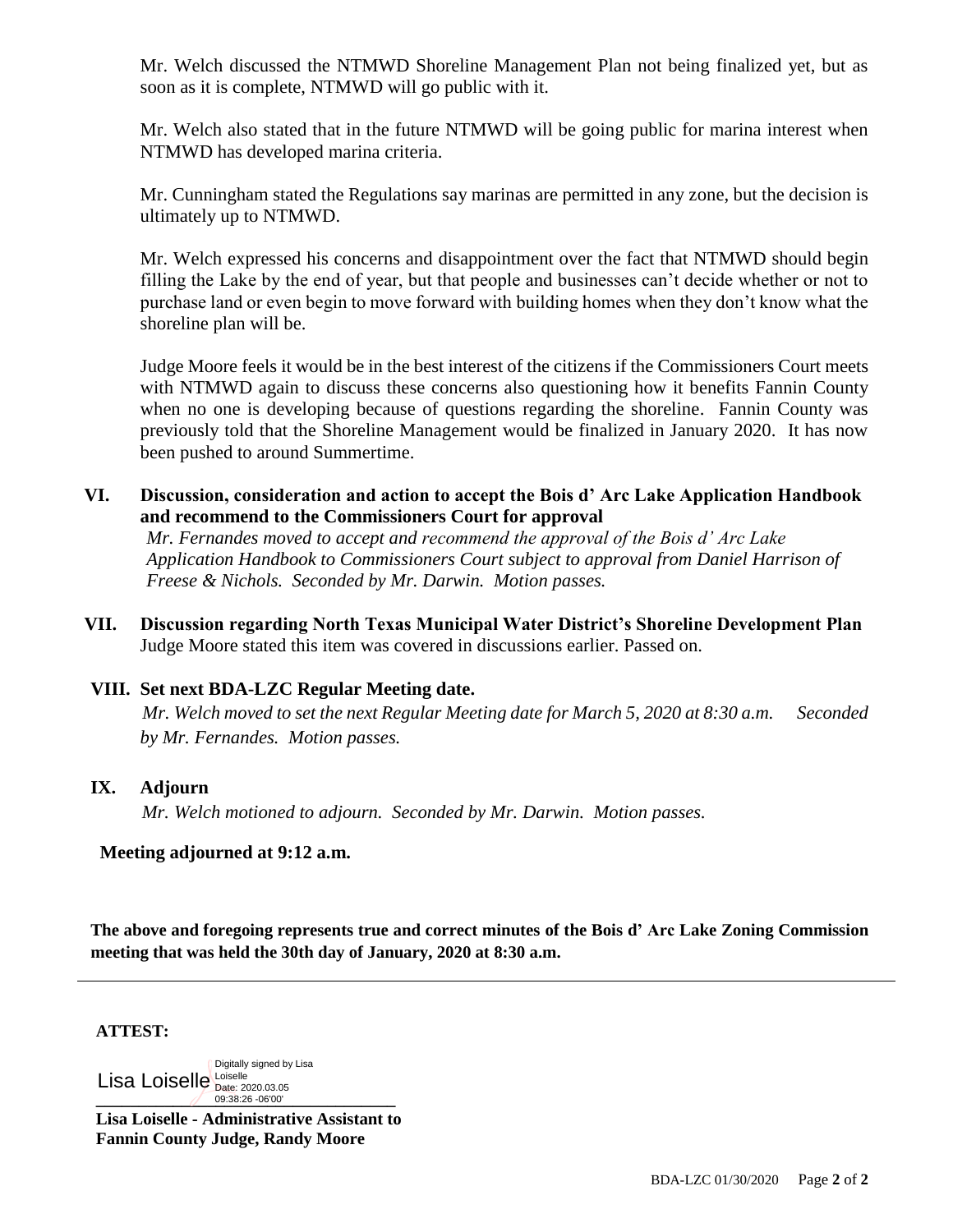Mr. Welch discussed the NTMWD Shoreline Management Plan not being finalized yet, but as soon as it is complete, NTMWD will go public with it.

Mr. Welch also stated that in the future NTMWD will be going public for marina interest when NTMWD has developed marina criteria.

Mr. Cunningham stated the Regulations say marinas are permitted in any zone, but the decision is ultimately up to NTMWD.

Mr. Welch expressed his concerns and disappointment over the fact that NTMWD should begin filling the Lake by the end of year, but that people and businesses can't decide whether or not to purchase land or even begin to move forward with building homes when they don't know what the shoreline plan will be.

Judge Moore feels it would be in the best interest of the citizens if the Commissioners Court meets with NTMWD again to discuss these concerns also questioning how it benefits Fannin County when no one is developing because of questions regarding the shoreline. Fannin County was previously told that the Shoreline Management would be finalized in January 2020. It has now been pushed to around Summertime.

**VI. Discussion, consideration and action to accept the Bois d' Arc Lake Application Handbook and recommend to the Commissioners Court for approval**

*Mr. Fernandes moved to accept and recommend the approval of the Bois d' Arc Lake Application Handbook to Commissioners Court subject to approval from Daniel Harrison of Freese & Nichols. Seconded by Mr. Darwin. Motion passes.*

**VII. Discussion regarding North Texas Municipal Water District's Shoreline Development Plan**

Judge Moore stated this item was covered in discussions earlier. Passed on.

**VIII. Set next BDA-LZC Regular Meeting date.**

*Mr. Welch moved to set the next Regular Meeting date for March 5, 2020 at 8:30 a.m. Seconded by Mr. Fernandes. Motion passes.*

**IX. Adjourn**

*Mr. Welch motioned to adjourn. Seconded by Mr. Darwin. Motion passes.*

**Meeting adjourned at 9:12 a.m.**

**The above and foregoing represents true and correct minutes of the Bois d' Arc Lake Zoning Commission meeting that was held the 30th day of January, 2020 at 8:30 a.m.**

---

**ATTEST:**

Lisa Loiselle Digitally signed by Lisa Loiselle Date: 2020.03.05 09:38:26 -06'00'

**Lisa Loiselle - Administrative Assistant to Fannin County Judge, Randy Moore**